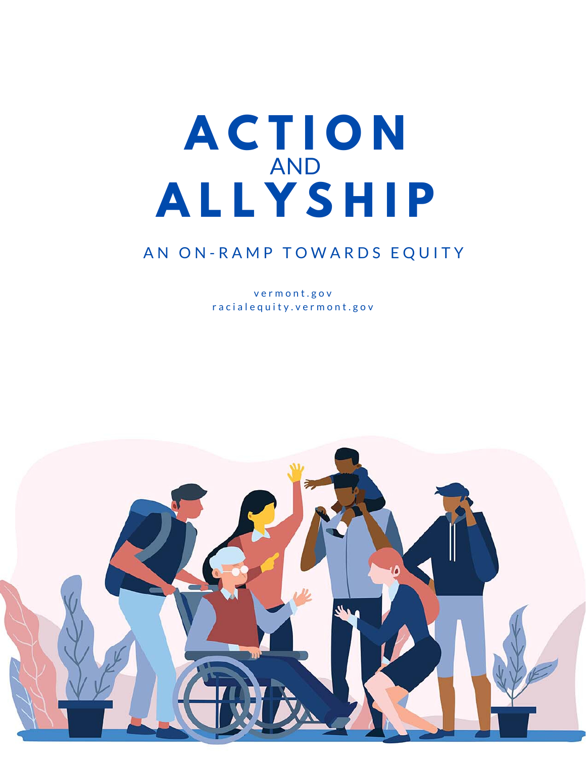# ACTION AND ALLYSHIP

## AN ON-RAMP TOWARDS EQUITY

vermont.gov
racialequity.vermont.gov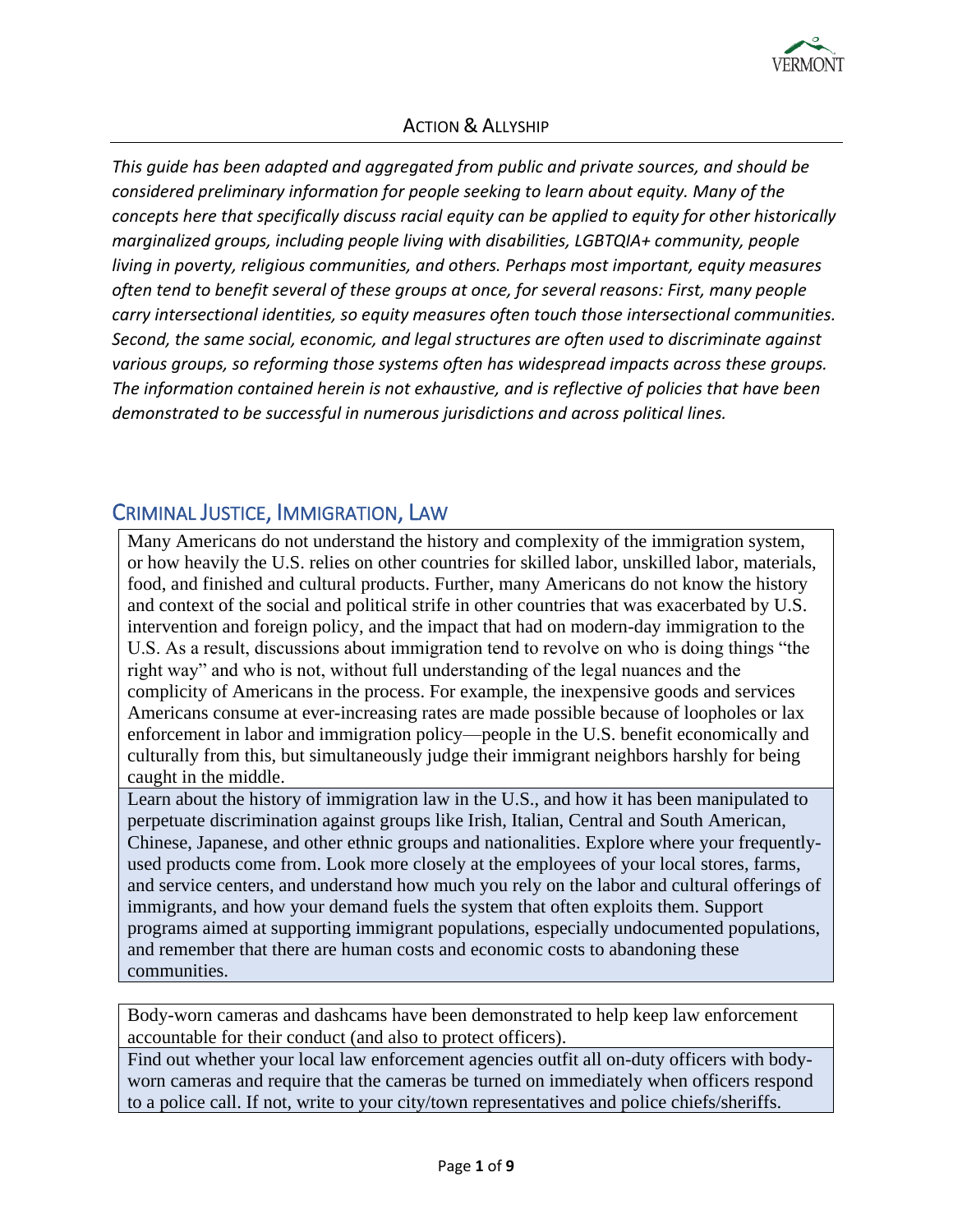## Action & Allyship

*This guide has been adapted and aggregated from public and private sources, and should be considered preliminary information for people seeking to learn about equity. Many of the concepts here that specifically discuss racial equity can be applied to equity for other historically marginalized groups, including people living with disabilities, LGBTQIA+ community, people living in poverty, religious communities, and others. Perhaps most important, equity measures often tend to benefit several of these groups at once, for several reasons: First, many people carry intersectional identities, so equity measures often touch those intersectional communities. Second, the same social, economic, and legal structures are often used to discriminate against various groups, so reforming those systems often has widespread impacts across these groups. The information contained herein is not exhaustive, and is reflective of policies that have been demonstrated to be successful in numerous jurisdictions and across political lines.*

## Criminal Justice, Immigration, Law

Many Americans do not understand the history and complexity of the immigration system, or how heavily the U.S. relies on other countries for skilled labor, unskilled labor, materials, food, and finished and cultural products. Further, many Americans do not know the history and context of the social and political strife in other countries that was exacerbated by U.S. intervention and foreign policy, and the impact that had on modern-day immigration to the U.S. As a result, discussions about immigration tend to revolve on who is doing things "the right way" and who is not, without full understanding of the legal nuances and the complicity of Americans in the process. For example, the inexpensive goods and services Americans consume at ever-increasing rates are made possible because of loopholes or lax enforcement in labor and immigration policy—people in the U.S. benefit economically and culturally from this, but simultaneously judge their immigrant neighbors harshly for being caught in the middle.

Learn about the history of immigration law in the U.S., and how it has been manipulated to perpetuate discrimination against groups like Irish, Italian, Central and South American, Chinese, Japanese, and other ethnic groups and nationalities. Explore where your frequently-used products come from. Look more closely at the employees of your local stores, farms, and service centers, and understand how much you rely on the labor and cultural offerings of immigrants, and how your demand fuels the system that often exploits them. Support programs aimed at supporting immigrant populations, especially undocumented populations, and remember that there are human costs and economic costs to abandoning these communities.

Body-worn cameras and dashcams have been demonstrated to help keep law enforcement accountable for their conduct (and also to protect officers).

Find out whether your local law enforcement agencies outfit all on-duty officers with body-worn cameras and require that the cameras be turned on immediately when officers respond to a police call. If not, write to your city/town representatives and police chiefs/sheriffs.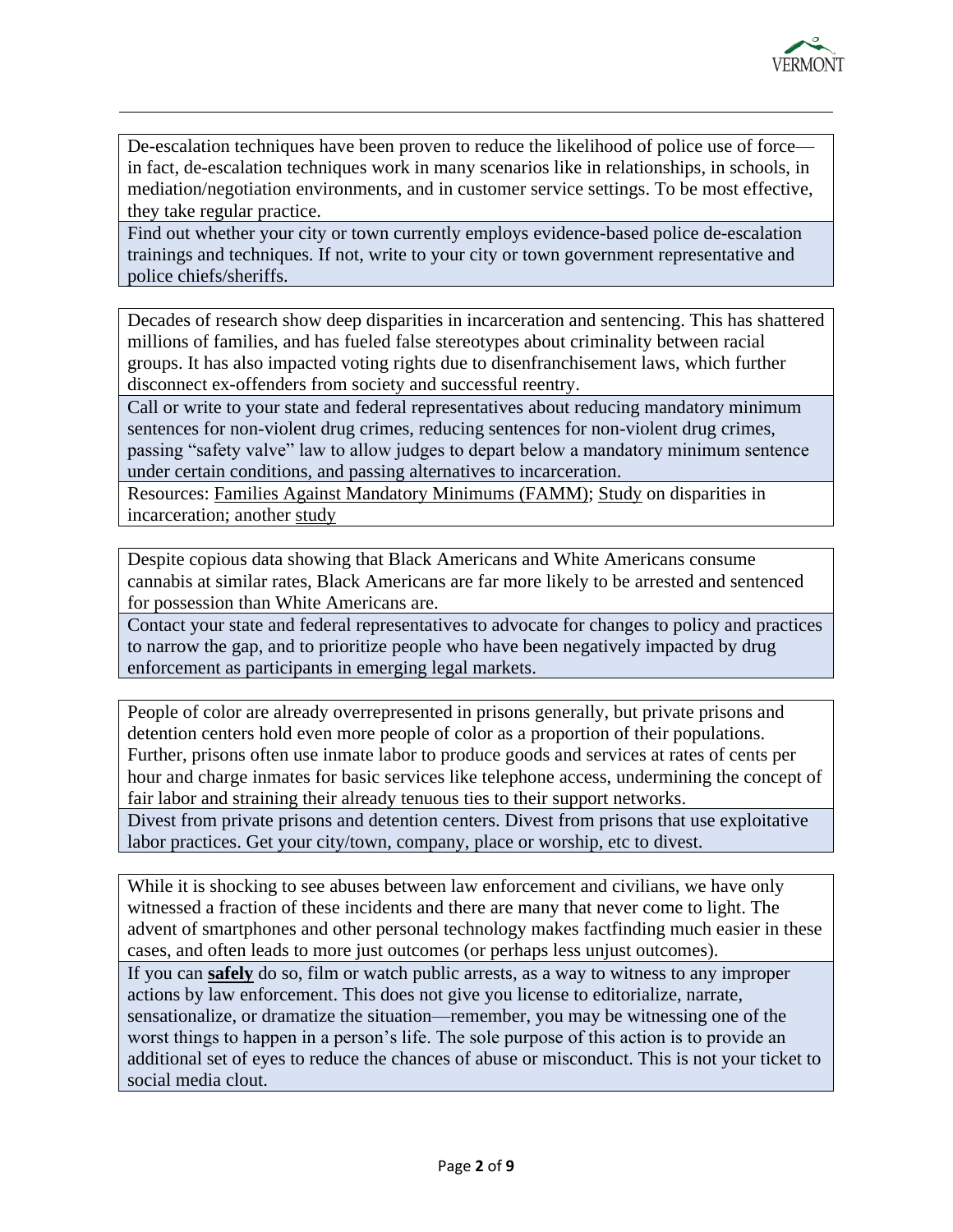| |
|---|
| De-escalation techniques have been proven to reduce the likelihood of police use of force—in fact, de-escalation techniques work in many scenarios like in relationships, in schools, in mediation/negotiation environments, and in customer service settings. To be most effective, they take regular practice. |
| Find out whether your city or town currently employs evidence-based police de-escalation trainings and techniques. If not, write to your city or town government representative and police chiefs/sheriffs. |

| |
|---|
| Decades of research show deep disparities in incarceration and sentencing. This has shattered millions of families, and has fueled false stereotypes about criminality between racial groups. It has also impacted voting rights due to disenfranchisement laws, which further disconnect ex-offenders from society and successful reentry. |
| Call or write to your state and federal representatives about reducing mandatory minimum sentences for non-violent drug crimes, reducing sentences for non-violent drug crimes, passing "safety valve" law to allow judges to depart below a mandatory minimum sentence under certain conditions, and passing alternatives to incarceration. |
| Resources: Families Against Mandatory Minimums (FAMM); Study on disparities in incarceration; another study |

| |
|---|
| Despite copious data showing that Black Americans and White Americans consume cannabis at similar rates, Black Americans are far more likely to be arrested and sentenced for possession than White Americans are. |
| Contact your state and federal representatives to advocate for changes to policy and practices to narrow the gap, and to prioritize people who have been negatively impacted by drug enforcement as participants in emerging legal markets. |

| |
|---|
| People of color are already overrepresented in prisons generally, but private prisons and detention centers hold even more people of color as a proportion of their populations. Further, prisons often use inmate labor to produce goods and services at rates of cents per hour and charge inmates for basic services like telephone access, undermining the concept of fair labor and straining their already tenuous ties to their support networks. |
| Divest from private prisons and detention centers. Divest from prisons that use exploitative labor practices. Get your city/town, company, place or worship, etc to divest. |

| |
|---|
| While it is shocking to see abuses between law enforcement and civilians, we have only witnessed a fraction of these incidents and there are many that never come to light. The advent of smartphones and other personal technology makes factfinding much easier in these cases, and often leads to more just outcomes (or perhaps less unjust outcomes). |
| If you can **safely** do so, film or watch public arrests, as a way to witness to any improper actions by law enforcement. This does not give you license to editorialize, narrate, sensationalize, or dramatize the situation—remember, you may be witnessing one of the worst things to happen in a person's life. The sole purpose of this action is to provide an additional set of eyes to reduce the chances of abuse or misconduct. This is not your ticket to social media clout. |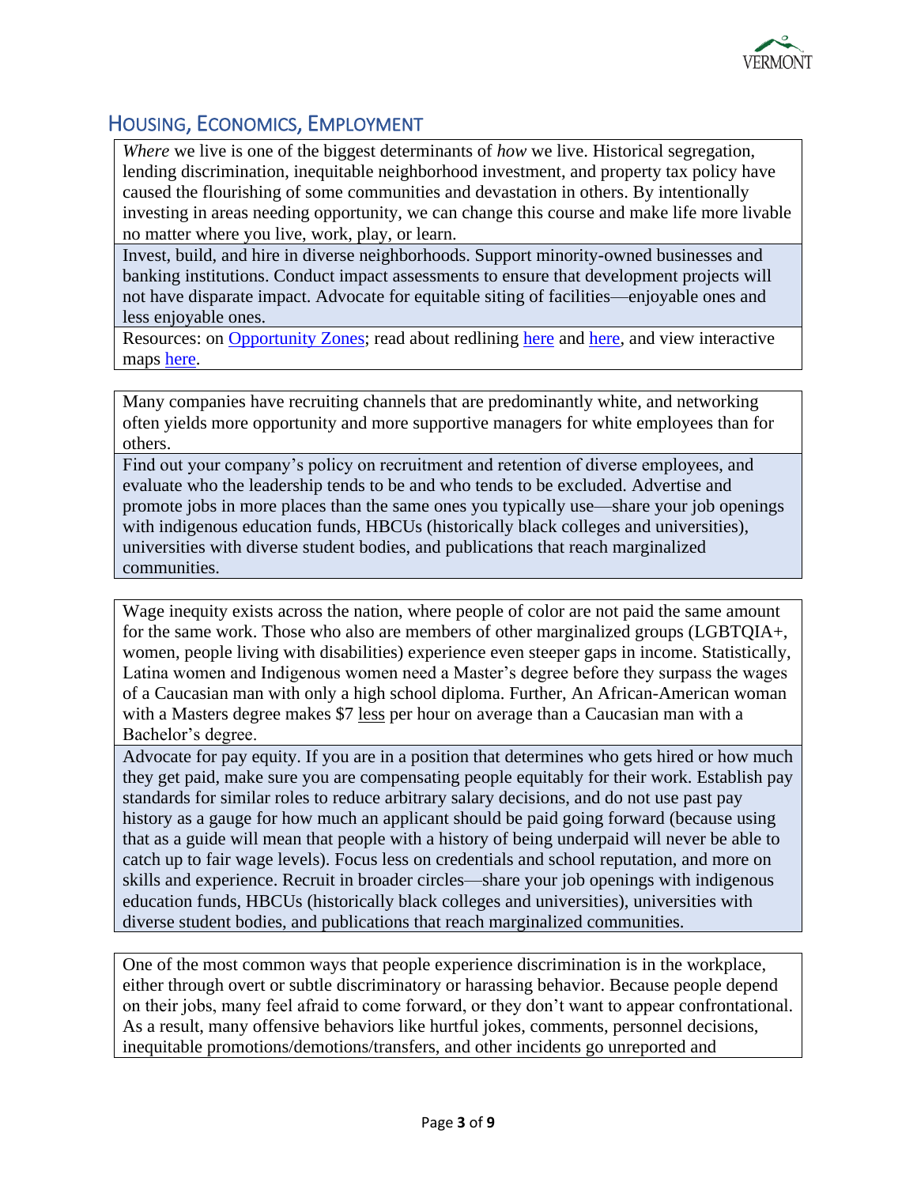## Housing, Economics, Employment

*Where* we live is one of the biggest determinants of *how* we live. Historical segregation, lending discrimination, inequitable neighborhood investment, and property tax policy have caused the flourishing of some communities and devastation in others. By intentionally investing in areas needing opportunity, we can change this course and make life more livable no matter where you live, work, play, or learn.

Invest, build, and hire in diverse neighborhoods. Support minority-owned businesses and banking institutions. Conduct impact assessments to ensure that development projects will not have disparate impact. Advocate for equitable siting of facilities—enjoyable ones and less enjoyable ones.

Resources: on Opportunity Zones; read about redlining here and here, and view interactive maps here.

---

Many companies have recruiting channels that are predominantly white, and networking often yields more opportunity and more supportive managers for white employees than for others.

Find out your company's policy on recruitment and retention of diverse employees, and evaluate who the leadership tends to be and who tends to be excluded. Advertise and promote jobs in more places than the same ones you typically use—share your job openings with indigenous education funds, HBCUs (historically black colleges and universities), universities with diverse student bodies, and publications that reach marginalized communities.

---

Wage inequity exists across the nation, where people of color are not paid the same amount for the same work. Those who also are members of other marginalized groups (LGBTQIA+, women, people living with disabilities) experience even steeper gaps in income. Statistically, Latina women and Indigenous women need a Master's degree before they surpass the wages of a Caucasian man with only a high school diploma. Further, An African-American woman with a Masters degree makes $7 less per hour on average than a Caucasian man with a Bachelor's degree.

Advocate for pay equity. If you are in a position that determines who gets hired or how much they get paid, make sure you are compensating people equitably for their work. Establish pay standards for similar roles to reduce arbitrary salary decisions, and do not use past pay history as a gauge for how much an applicant should be paid going forward (because using that as a guide will mean that people with a history of being underpaid will never be able to catch up to fair wage levels). Focus less on credentials and school reputation, and more on skills and experience. Recruit in broader circles—share your job openings with indigenous education funds, HBCUs (historically black colleges and universities), universities with diverse student bodies, and publications that reach marginalized communities.

---

One of the most common ways that people experience discrimination is in the workplace, either through overt or subtle discriminatory or harassing behavior. Because people depend on their jobs, many feel afraid to come forward, or they don't want to appear confrontational. As a result, many offensive behaviors like hurtful jokes, comments, personnel decisions, inequitable promotions/demotions/transfers, and other incidents go unreported and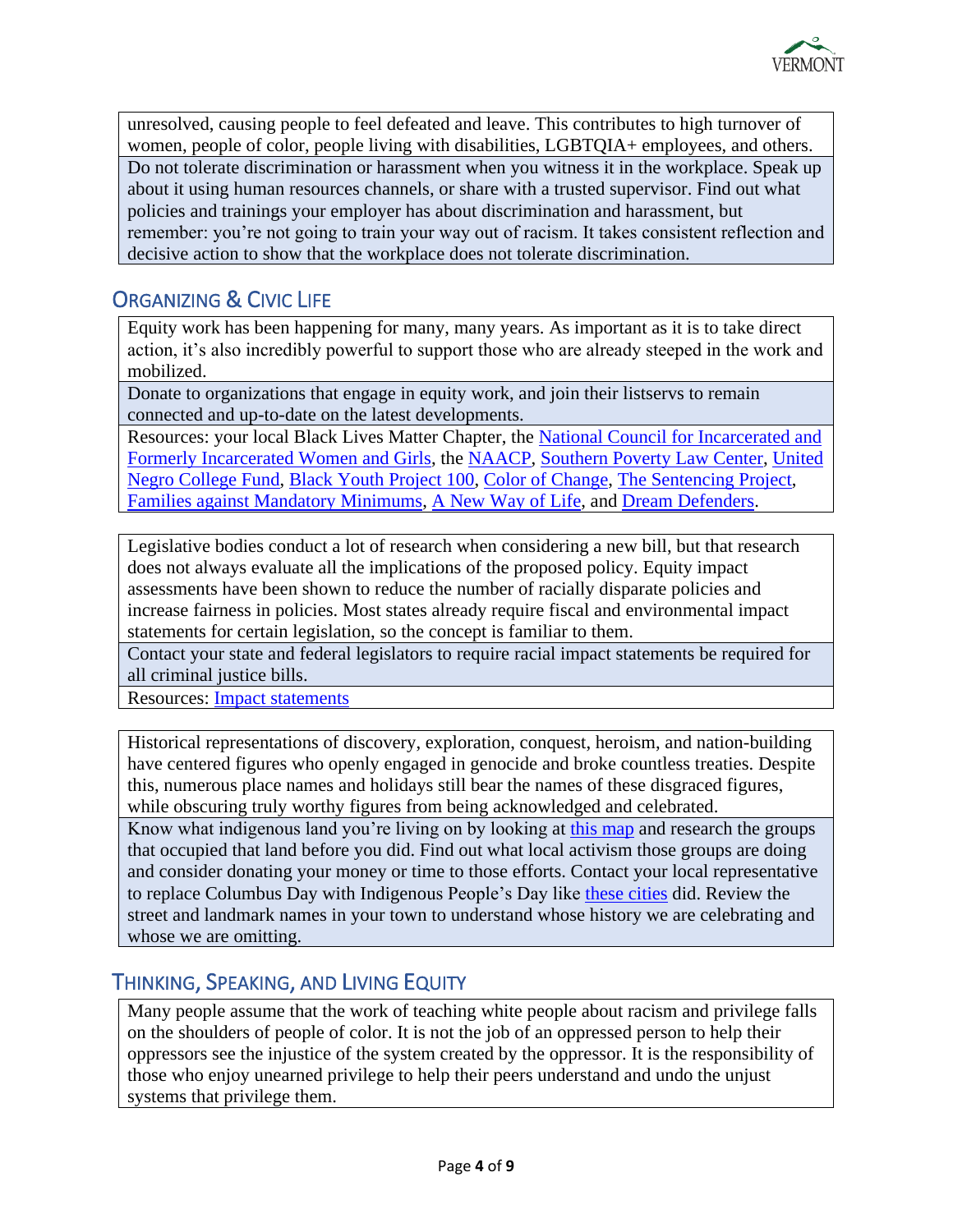| |
|---|
| unresolved, causing people to feel defeated and leave. This contributes to high turnover of women, people of color, people living with disabilities, LGBTQIA+ employees, and others. |
| Do not tolerate discrimination or harassment when you witness it in the workplace. Speak up about it using human resources channels, or share with a trusted supervisor. Find out what policies and trainings your employer has about discrimination and harassment, but remember: you're not going to train your way out of racism. It takes consistent reflection and decisive action to show that the workplace does not tolerate discrimination. |

## Organizing & Civic Life

| |
|---|
| Equity work has been happening for many, many years. As important as it is to take direct action, it's also incredibly powerful to support those who are already steeped in the work and mobilized. |
| Donate to organizations that engage in equity work, and join their listservs to remain connected and up-to-date on the latest developments. |
| Resources: your local Black Lives Matter Chapter, the National Council for Incarcerated and Formerly Incarcerated Women and Girls, the NAACP, Southern Poverty Law Center, United Negro College Fund, Black Youth Project 100, Color of Change, The Sentencing Project, Families against Mandatory Minimums, A New Way of Life, and Dream Defenders. |

| |
|---|
| Legislative bodies conduct a lot of research when considering a new bill, but that research does not always evaluate all the implications of the proposed policy. Equity impact assessments have been shown to reduce the number of racially disparate policies and increase fairness in policies. Most states already require fiscal and environmental impact statements for certain legislation, so the concept is familiar to them. |
| Contact your state and federal legislators to require racial impact statements be required for all criminal justice bills. |
| Resources: Impact statements |

| |
|---|
| Historical representations of discovery, exploration, conquest, heroism, and nation-building have centered figures who openly engaged in genocide and broke countless treaties. Despite this, numerous place names and holidays still bear the names of these disgraced figures, while obscuring truly worthy figures from being acknowledged and celebrated. |
| Know what indigenous land you're living on by looking at this map and research the groups that occupied that land before you did. Find out what local activism those groups are doing and consider donating your money or time to those efforts. Contact your local representative to replace Columbus Day with Indigenous People's Day like these cities did. Review the street and landmark names in your town to understand whose history we are celebrating and whose we are omitting. |

## Thinking, Speaking, and Living Equity

| |
|---|
| Many people assume that the work of teaching white people about racism and privilege falls on the shoulders of people of color. It is not the job of an oppressed person to help their oppressors see the injustice of the system created by the oppressor. It is the responsibility of those who enjoy unearned privilege to help their peers understand and undo the unjust systems that privilege them. |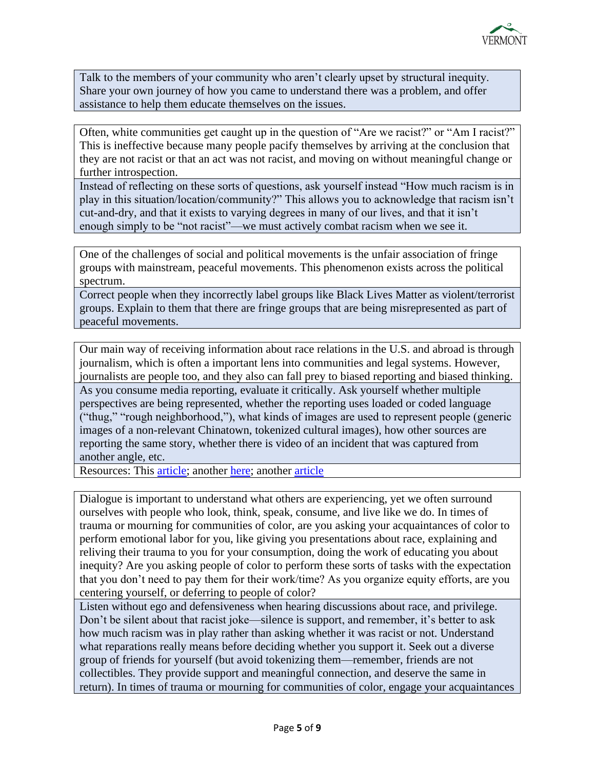Talk to the members of your community who aren't clearly upset by structural inequity. Share your own journey of how you came to understand there was a problem, and offer assistance to help them educate themselves on the issues.

Often, white communities get caught up in the question of "Are we racist?" or "Am I racist?" This is ineffective because many people pacify themselves by arriving at the conclusion that they are not racist or that an act was not racist, and moving on without meaningful change or further introspection.

Instead of reflecting on these sorts of questions, ask yourself instead "How much racism is in play in this situation/location/community?" This allows you to acknowledge that racism isn't cut-and-dry, and that it exists to varying degrees in many of our lives, and that it isn't enough simply to be "not racist"—we must actively combat racism when we see it.

One of the challenges of social and political movements is the unfair association of fringe groups with mainstream, peaceful movements. This phenomenon exists across the political spectrum.

Correct people when they incorrectly label groups like Black Lives Matter as violent/terrorist groups. Explain to them that there are fringe groups that are being misrepresented as part of peaceful movements.

Our main way of receiving information about race relations in the U.S. and abroad is through journalism, which is often a important lens into communities and legal systems. However, journalists are people too, and they also can fall prey to biased reporting and biased thinking.

As you consume media reporting, evaluate it critically. Ask yourself whether multiple perspectives are being represented, whether the reporting uses loaded or coded language ("thug," "rough neighborhood,"), what kinds of images are used to represent people (generic images of a non-relevant Chinatown, tokenized cultural images), how other sources are reporting the same story, whether there is video of an incident that was captured from another angle, etc.

Resources: This article; another here; another article

Dialogue is important to understand what others are experiencing, yet we often surround ourselves with people who look, think, speak, consume, and live like we do. In times of trauma or mourning for communities of color, are you asking your acquaintances of color to perform emotional labor for you, like giving you presentations about race, explaining and reliving their trauma to you for your consumption, doing the work of educating you about inequity? Are you asking people of color to perform these sorts of tasks with the expectation that you don't need to pay them for their work/time? As you organize equity efforts, are you centering yourself, or deferring to people of color?

Listen without ego and defensiveness when hearing discussions about race, and privilege. Don't be silent about that racist joke—silence is support, and remember, it's better to ask how much racism was in play rather than asking whether it was racist or not. Understand what reparations really means before deciding whether you support it. Seek out a diverse group of friends for yourself (but avoid tokenizing them—remember, friends are not collectibles. They provide support and meaningful connection, and deserve the same in return). In times of trauma or mourning for communities of color, engage your acquaintances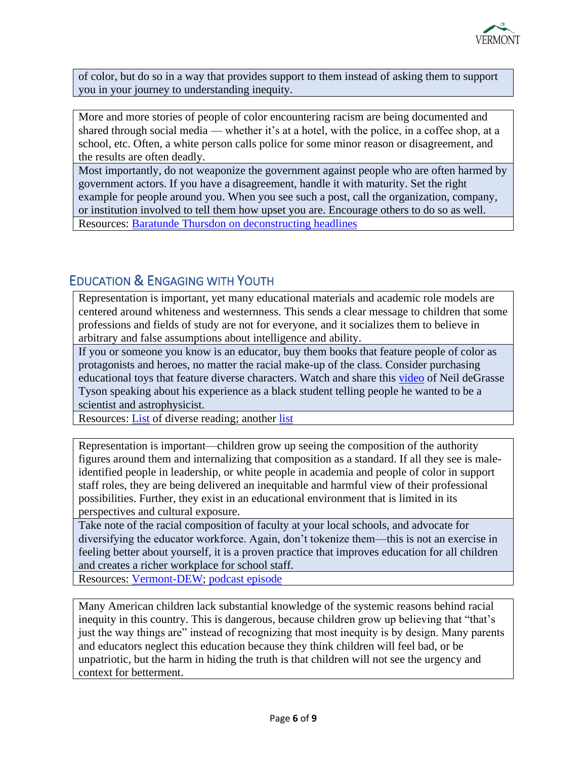of color, but do so in a way that provides support to them instead of asking them to support you in your journey to understanding inequity.

More and more stories of people of color encountering racism are being documented and shared through social media — whether it's at a hotel, with the police, in a coffee shop, at a school, etc. Often, a white person calls police for some minor reason or disagreement, and the results are often deadly.

Most importantly, do not weaponize the government against people who are often harmed by government actors. If you have a disagreement, handle it with maturity. Set the right example for people around you. When you see such a post, call the organization, company, or institution involved to tell them how upset you are. Encourage others to do so as well.

Resources: Baratunde Thursdon on deconstructing headlines

## Education & Engaging with Youth

Representation is important, yet many educational materials and academic role models are centered around whiteness and westernness. This sends a clear message to children that some professions and fields of study are not for everyone, and it socializes them to believe in arbitrary and false assumptions about intelligence and ability.

If you or someone you know is an educator, buy them books that feature people of color as protagonists and heroes, no matter the racial make-up of the class. Consider purchasing educational toys that feature diverse characters. Watch and share this video of Neil deGrasse Tyson speaking about his experience as a black student telling people he wanted to be a scientist and astrophysicist.

Resources: List of diverse reading; another list

Representation is important—children grow up seeing the composition of the authority figures around them and internalizing that composition as a standard. If all they see is male-identified people in leadership, or white people in academia and people of color in support staff roles, they are being delivered an inequitable and harmful view of their professional possibilities. Further, they exist in an educational environment that is limited in its perspectives and cultural exposure.

Take note of the racial composition of faculty at your local schools, and advocate for diversifying the educator workforce. Again, don't tokenize them—this is not an exercise in feeling better about yourself, it is a proven practice that improves education for all children and creates a richer workplace for school staff.

Resources: Vermont-DEW; podcast episode

Many American children lack substantial knowledge of the systemic reasons behind racial inequity in this country. This is dangerous, because children grow up believing that "that's just the way things are" instead of recognizing that most inequity is by design. Many parents and educators neglect this education because they think children will feel bad, or be unpatriotic, but the harm in hiding the truth is that children will not see the urgency and context for betterment.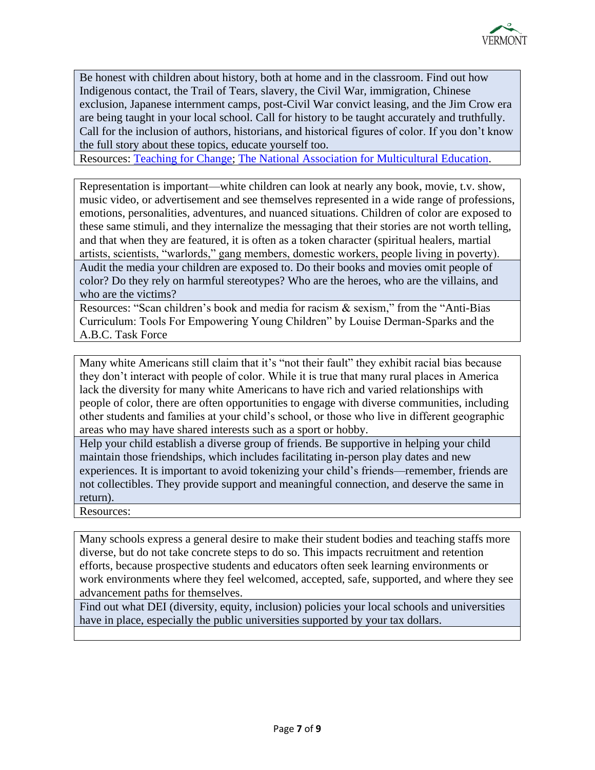| |
|---|
| Be honest with children about history, both at home and in the classroom. Find out how Indigenous contact, the Trail of Tears, slavery, the Civil War, immigration, Chinese exclusion, Japanese internment camps, post-Civil War convict leasing, and the Jim Crow era are being taught in your local school. Call for history to be taught accurately and truthfully. Call for the inclusion of authors, historians, and historical figures of color. If you don't know the full story about these topics, educate yourself too. |
| Resources: Teaching for Change; The National Association for Multicultural Education. |

| |
|---|
| Representation is important—white children can look at nearly any book, movie, t.v. show, music video, or advertisement and see themselves represented in a wide range of professions, emotions, personalities, adventures, and nuanced situations. Children of color are exposed to these same stimuli, and they internalize the messaging that their stories are not worth telling, and that when they are featured, it is often as a token character (spiritual healers, martial artists, scientists, "warlords," gang members, domestic workers, people living in poverty). |
| Audit the media your children are exposed to. Do their books and movies omit people of color? Do they rely on harmful stereotypes? Who are the heroes, who are the villains, and who are the victims? |
| Resources: "Scan children's book and media for racism & sexism," from the "Anti-Bias Curriculum: Tools For Empowering Young Children" by Louise Derman-Sparks and the A.B.C. Task Force |

| |
|---|
| Many white Americans still claim that it's "not their fault" they exhibit racial bias because they don't interact with people of color. While it is true that many rural places in America lack the diversity for many white Americans to have rich and varied relationships with people of color, there are often opportunities to engage with diverse communities, including other students and families at your child's school, or those who live in different geographic areas who may have shared interests such as a sport or hobby. |
| Help your child establish a diverse group of friends. Be supportive in helping your child maintain those friendships, which includes facilitating in-person play dates and new experiences. It is important to avoid tokenizing your child's friends—remember, friends are not collectibles. They provide support and meaningful connection, and deserve the same in return). |
| Resources: |

| |
|---|
| Many schools express a general desire to make their student bodies and teaching staffs more diverse, but do not take concrete steps to do so. This impacts recruitment and retention efforts, because prospective students and educators often seek learning environments or work environments where they feel welcomed, accepted, safe, supported, and where they see advancement paths for themselves. |
| Find out what DEI (diversity, equity, inclusion) policies your local schools and universities have in place, especially the public universities supported by your tax dollars. |
| |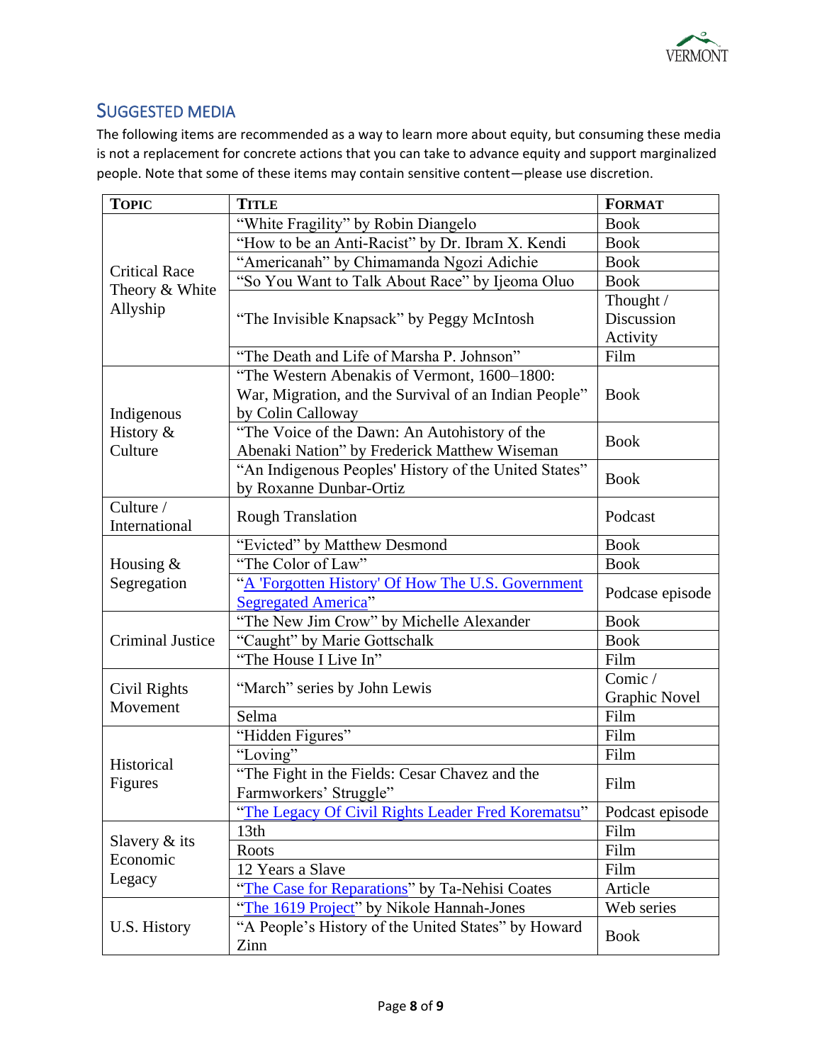## Suggested Media

The following items are recommended as a way to learn more about equity, but consuming these media is not a replacement for concrete actions that you can take to advance equity and support marginalized people. Note that some of these items may contain sensitive content—please use discretion.

| Topic | Title | Format |
|---|---|---|
| Critical Race Theory & White Allyship | "White Fragility" by Robin Diangelo | Book |
| | "How to be an Anti-Racist" by Dr. Ibram X. Kendi | Book |
| | "Americanah" by Chimamanda Ngozi Adichie | Book |
| | "So You Want to Talk About Race" by Ijeoma Oluo | Book |
| | "The Invisible Knapsack" by Peggy McIntosh | Thought / Discussion Activity |
| | "The Death and Life of Marsha P. Johnson" | Film |
| Indigenous History & Culture | "The Western Abenakis of Vermont, 1600–1800: War, Migration, and the Survival of an Indian People" by Colin Calloway | Book |
| | "The Voice of the Dawn: An Autohistory of the Abenaki Nation" by Frederick Matthew Wiseman | Book |
| | "An Indigenous Peoples' History of the United States" by Roxanne Dunbar-Ortiz | Book |
| Culture / International | Rough Translation | Podcast |
| Housing & Segregation | "Evicted" by Matthew Desmond | Book |
| | "The Color of Law" | Book |
| | "A 'Forgotten History' Of How The U.S. Government Segregated America" | Podcase episode |
| Criminal Justice | "The New Jim Crow" by Michelle Alexander | Book |
| | "Caught" by Marie Gottschalk | Book |
| | "The House I Live In" | Film |
| Civil Rights Movement | "March" series by John Lewis | Comic / Graphic Novel |
| | Selma | Film |
| Historical Figures | "Hidden Figures" | Film |
| | "Loving" | Film |
| | "The Fight in the Fields: Cesar Chavez and the Farmworkers' Struggle" | Film |
| | "The Legacy Of Civil Rights Leader Fred Korematsu" | Podcast episode |
| Slavery & its Economic Legacy | 13th | Film |
| | Roots | Film |
| | 12 Years a Slave | Film |
| | "The Case for Reparations" by Ta-Nehisi Coates | Article |
| U.S. History | "The 1619 Project" by Nikole Hannah-Jones | Web series |
| | "A People's History of the United States" by Howard Zinn | Book |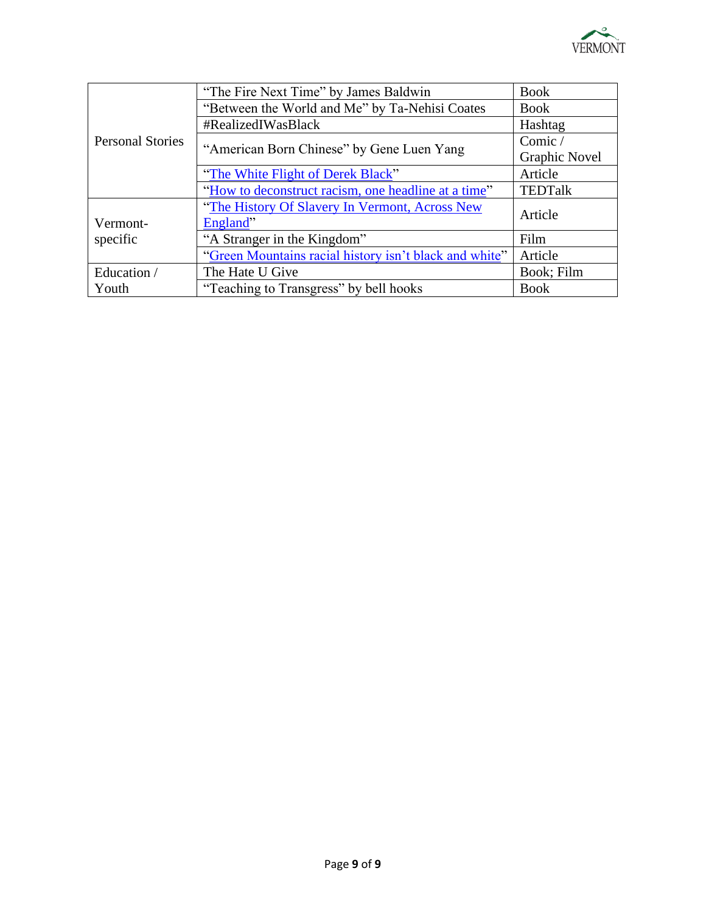| | | |
|---|---|---|
| Personal Stories | "The Fire Next Time" by James Baldwin | Book |
| | "Between the World and Me" by Ta-Nehisi Coates | Book |
| | #RealizedIWasBlack | Hashtag |
| | "American Born Chinese" by Gene Luen Yang | Comic / Graphic Novel |
| | "The White Flight of Derek Black" | Article |
| | "How to deconstruct racism, one headline at a time" | TEDTalk |
| Vermont-specific | "The History Of Slavery In Vermont, Across New England" | Article |
| | "A Stranger in the Kingdom" | Film |
| | "Green Mountains racial history isn't black and white" | Article |
| Education / Youth | The Hate U Give | Book; Film |
| | "Teaching to Transgress" by bell hooks | Book |